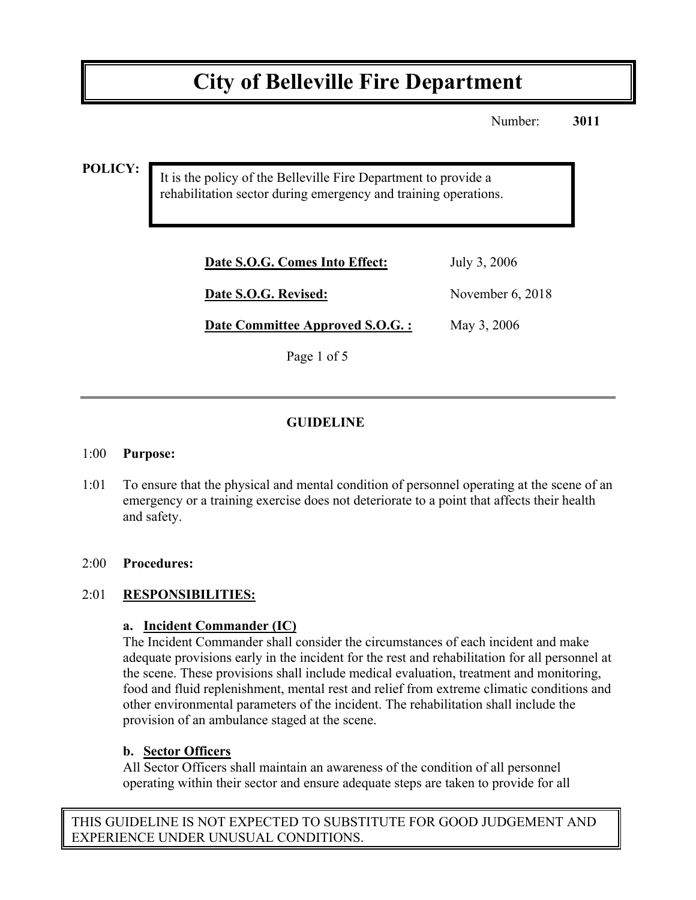# City of Belleville Fire Department

Number: **3011**

**POLICY:**

It is the policy of the Belleville Fire Department to provide a rehabilitation sector during emergency and training operations.

| | |
|---|---|
| **Date S.O.G. Comes Into Effect:** | July 3, 2006 |
| **Date S.O.G. Revised:** | November 6, 2018 |
| **Date Committee Approved S.O.G. :** | May 3, 2006 |

---

## GUIDELINE

1:00 **Purpose:**

1:01 To ensure that the physical and mental condition of personnel operating at the scene of an emergency or a training exercise does not deteriorate to a point that affects their health and safety.

2:00 **Procedures:**

2:01 **RESPONSIBILITIES:**

**a. Incident Commander (IC)**

The Incident Commander shall consider the circumstances of each incident and make adequate provisions early in the incident for the rest and rehabilitation for all personnel at the scene. These provisions shall include medical evaluation, treatment and monitoring, food and fluid replenishment, mental rest and relief from extreme climatic conditions and other environmental parameters of the incident. The rehabilitation shall include the provision of an ambulance staged at the scene.

**b. Sector Officers**

All Sector Officers shall maintain an awareness of the condition of all personnel operating within their sector and ensure adequate steps are taken to provide for all

THIS GUIDELINE IS NOT EXPECTED TO SUBSTITUTE FOR GOOD JUDGEMENT AND EXPERIENCE UNDER UNUSUAL CONDITIONS.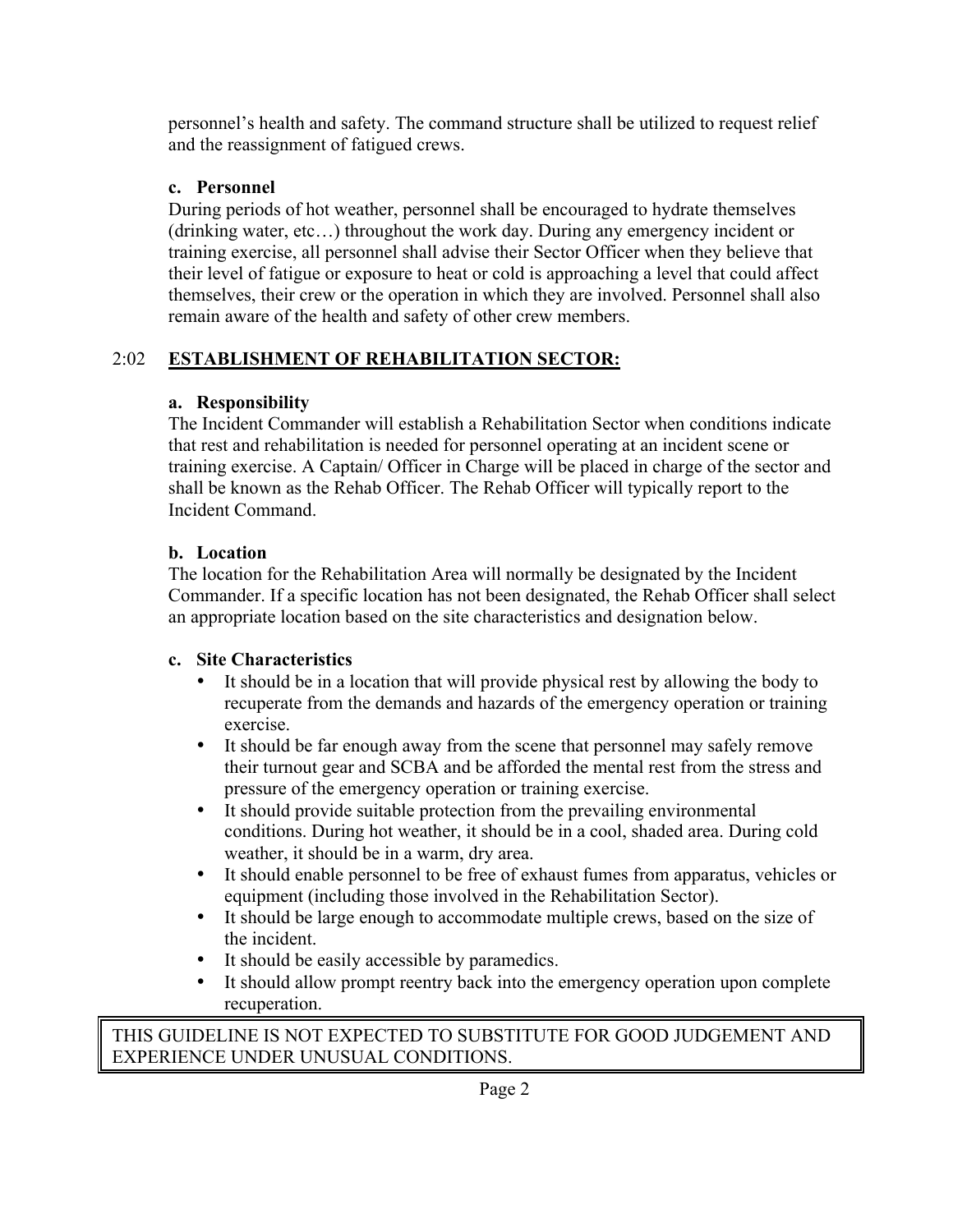personnel's health and safety. The command structure shall be utilized to request relief and the reassignment of fatigued crews.

**c. Personnel**

During periods of hot weather, personnel shall be encouraged to hydrate themselves (drinking water, etc…) throughout the work day. During any emergency incident or training exercise, all personnel shall advise their Sector Officer when they believe that their level of fatigue or exposure to heat or cold is approaching a level that could affect themselves, their crew or the operation in which they are involved. Personnel shall also remain aware of the health and safety of other crew members.

## 2:02 **ESTABLISHMENT OF REHABILITATION SECTOR:**

**a. Responsibility**

The Incident Commander will establish a Rehabilitation Sector when conditions indicate that rest and rehabilitation is needed for personnel operating at an incident scene or training exercise. A Captain/ Officer in Charge will be placed in charge of the sector and shall be known as the Rehab Officer. The Rehab Officer will typically report to the Incident Command.

**b. Location**

The location for the Rehabilitation Area will normally be designated by the Incident Commander. If a specific location has not been designated, the Rehab Officer shall select an appropriate location based on the site characteristics and designation below.

**c. Site Characteristics**

- It should be in a location that will provide physical rest by allowing the body to recuperate from the demands and hazards of the emergency operation or training exercise.
- It should be far enough away from the scene that personnel may safely remove their turnout gear and SCBA and be afforded the mental rest from the stress and pressure of the emergency operation or training exercise.
- It should provide suitable protection from the prevailing environmental conditions. During hot weather, it should be in a cool, shaded area. During cold weather, it should be in a warm, dry area.
- It should enable personnel to be free of exhaust fumes from apparatus, vehicles or equipment (including those involved in the Rehabilitation Sector).
- It should be large enough to accommodate multiple crews, based on the size of the incident.
- It should be easily accessible by paramedics.
- It should allow prompt reentry back into the emergency operation upon complete recuperation.

THIS GUIDELINE IS NOT EXPECTED TO SUBSTITUTE FOR GOOD JUDGEMENT AND EXPERIENCE UNDER UNUSUAL CONDITIONS.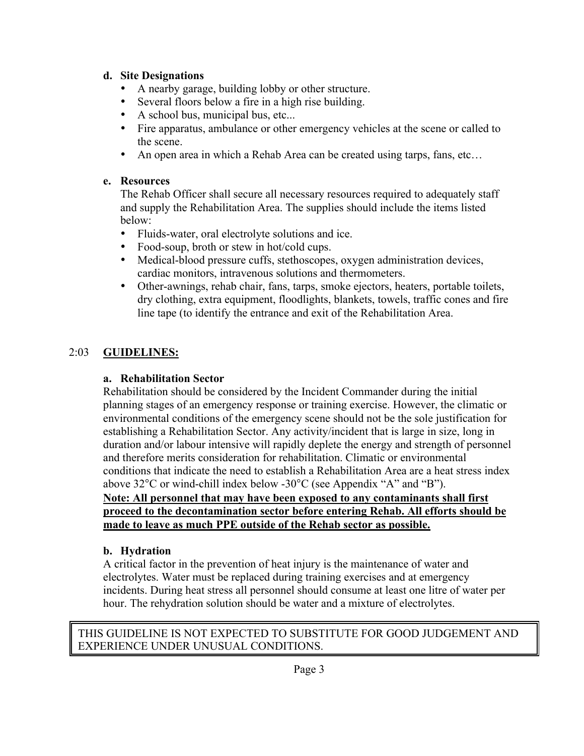**d. Site Designations**

- A nearby garage, building lobby or other structure.
- Several floors below a fire in a high rise building.
- A school bus, municipal bus, etc...
- Fire apparatus, ambulance or other emergency vehicles at the scene or called to the scene.
- An open area in which a Rehab Area can be created using tarps, fans, etc…

**e. Resources**

The Rehab Officer shall secure all necessary resources required to adequately staff and supply the Rehabilitation Area. The supplies should include the items listed below:

- Fluids-water, oral electrolyte solutions and ice.
- Food-soup, broth or stew in hot/cold cups.
- Medical-blood pressure cuffs, stethoscopes, oxygen administration devices, cardiac monitors, intravenous solutions and thermometers.
- Other-awnings, rehab chair, fans, tarps, smoke ejectors, heaters, portable toilets, dry clothing, extra equipment, floodlights, blankets, towels, traffic cones and fire line tape (to identify the entrance and exit of the Rehabilitation Area.

## 2:03 GUIDELINES:

**a. Rehabilitation Sector**

Rehabilitation should be considered by the Incident Commander during the initial planning stages of an emergency response or training exercise. However, the climatic or environmental conditions of the emergency scene should not be the sole justification for establishing a Rehabilitation Sector. Any activity/incident that is large in size, long in duration and/or labour intensive will rapidly deplete the energy and strength of personnel and therefore merits consideration for rehabilitation. Climatic or environmental conditions that indicate the need to establish a Rehabilitation Area are a heat stress index above 32°C or wind-chill index below -30°C (see Appendix "A" and "B").

**Note: All personnel that may have been exposed to any contaminants shall first proceed to the decontamination sector before entering Rehab. All efforts should be made to leave as much PPE outside of the Rehab sector as possible.**

**b. Hydration**

A critical factor in the prevention of heat injury is the maintenance of water and electrolytes. Water must be replaced during training exercises and at emergency incidents. During heat stress all personnel should consume at least one litre of water per hour. The rehydration solution should be water and a mixture of electrolytes.

THIS GUIDELINE IS NOT EXPECTED TO SUBSTITUTE FOR GOOD JUDGEMENT AND EXPERIENCE UNDER UNUSUAL CONDITIONS.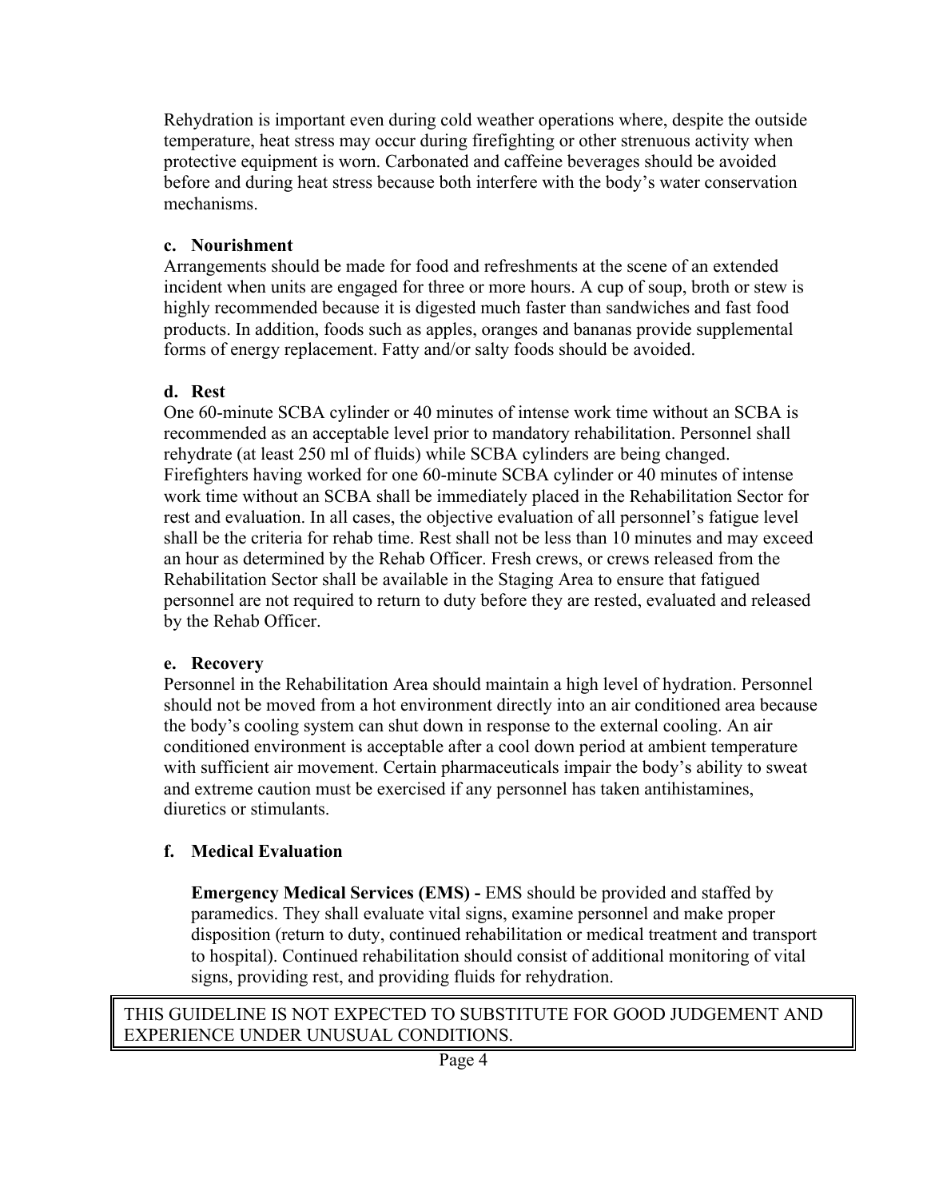Rehydration is important even during cold weather operations where, despite the outside temperature, heat stress may occur during firefighting or other strenuous activity when protective equipment is worn. Carbonated and caffeine beverages should be avoided before and during heat stress because both interfere with the body's water conservation mechanisms.

**c. Nourishment**

Arrangements should be made for food and refreshments at the scene of an extended incident when units are engaged for three or more hours. A cup of soup, broth or stew is highly recommended because it is digested much faster than sandwiches and fast food products. In addition, foods such as apples, oranges and bananas provide supplemental forms of energy replacement. Fatty and/or salty foods should be avoided.

**d. Rest**

One 60-minute SCBA cylinder or 40 minutes of intense work time without an SCBA is recommended as an acceptable level prior to mandatory rehabilitation. Personnel shall rehydrate (at least 250 ml of fluids) while SCBA cylinders are being changed. Firefighters having worked for one 60-minute SCBA cylinder or 40 minutes of intense work time without an SCBA shall be immediately placed in the Rehabilitation Sector for rest and evaluation. In all cases, the objective evaluation of all personnel's fatigue level shall be the criteria for rehab time. Rest shall not be less than 10 minutes and may exceed an hour as determined by the Rehab Officer. Fresh crews, or crews released from the Rehabilitation Sector shall be available in the Staging Area to ensure that fatigued personnel are not required to return to duty before they are rested, evaluated and released by the Rehab Officer.

**e. Recovery**

Personnel in the Rehabilitation Area should maintain a high level of hydration. Personnel should not be moved from a hot environment directly into an air conditioned area because the body's cooling system can shut down in response to the external cooling. An air conditioned environment is acceptable after a cool down period at ambient temperature with sufficient air movement. Certain pharmaceuticals impair the body's ability to sweat and extreme caution must be exercised if any personnel has taken antihistamines, diuretics or stimulants.

**f. Medical Evaluation**

**Emergency Medical Services (EMS) -** EMS should be provided and staffed by paramedics. They shall evaluate vital signs, examine personnel and make proper disposition (return to duty, continued rehabilitation or medical treatment and transport to hospital). Continued rehabilitation should consist of additional monitoring of vital signs, providing rest, and providing fluids for rehydration.

THIS GUIDELINE IS NOT EXPECTED TO SUBSTITUTE FOR GOOD JUDGEMENT AND EXPERIENCE UNDER UNUSUAL CONDITIONS.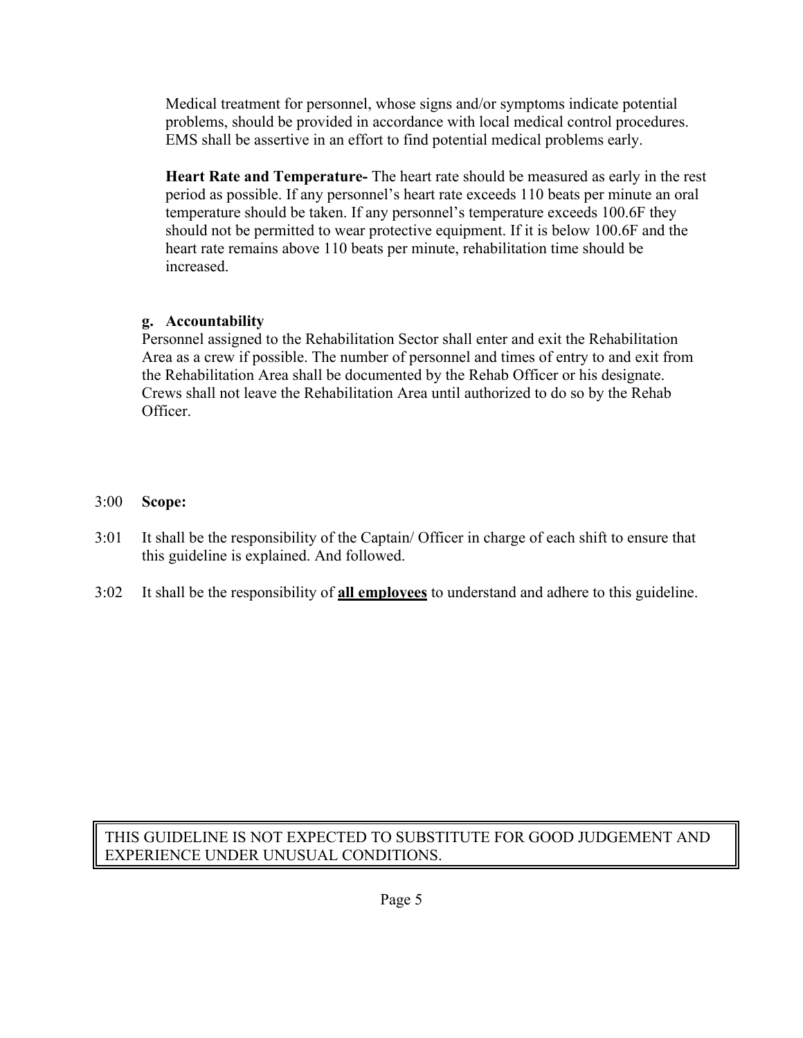Medical treatment for personnel, whose signs and/or symptoms indicate potential problems, should be provided in accordance with local medical control procedures. EMS shall be assertive in an effort to find potential medical problems early.

**Heart Rate and Temperature-** The heart rate should be measured as early in the rest period as possible. If any personnel's heart rate exceeds 110 beats per minute an oral temperature should be taken. If any personnel's temperature exceeds 100.6F they should not be permitted to wear protective equipment. If it is below 100.6F and the heart rate remains above 110 beats per minute, rehabilitation time should be increased.

**g. Accountability**

Personnel assigned to the Rehabilitation Sector shall enter and exit the Rehabilitation Area as a crew if possible. The number of personnel and times of entry to and exit from the Rehabilitation Area shall be documented by the Rehab Officer or his designate. Crews shall not leave the Rehabilitation Area until authorized to do so by the Rehab Officer.

3:00 **Scope:**

3:01 It shall be the responsibility of the Captain/ Officer in charge of each shift to ensure that this guideline is explained. And followed.

3:02 It shall be the responsibility of **<u>all employees</u>** to understand and adhere to this guideline.

THIS GUIDELINE IS NOT EXPECTED TO SUBSTITUTE FOR GOOD JUDGEMENT AND EXPERIENCE UNDER UNUSUAL CONDITIONS.